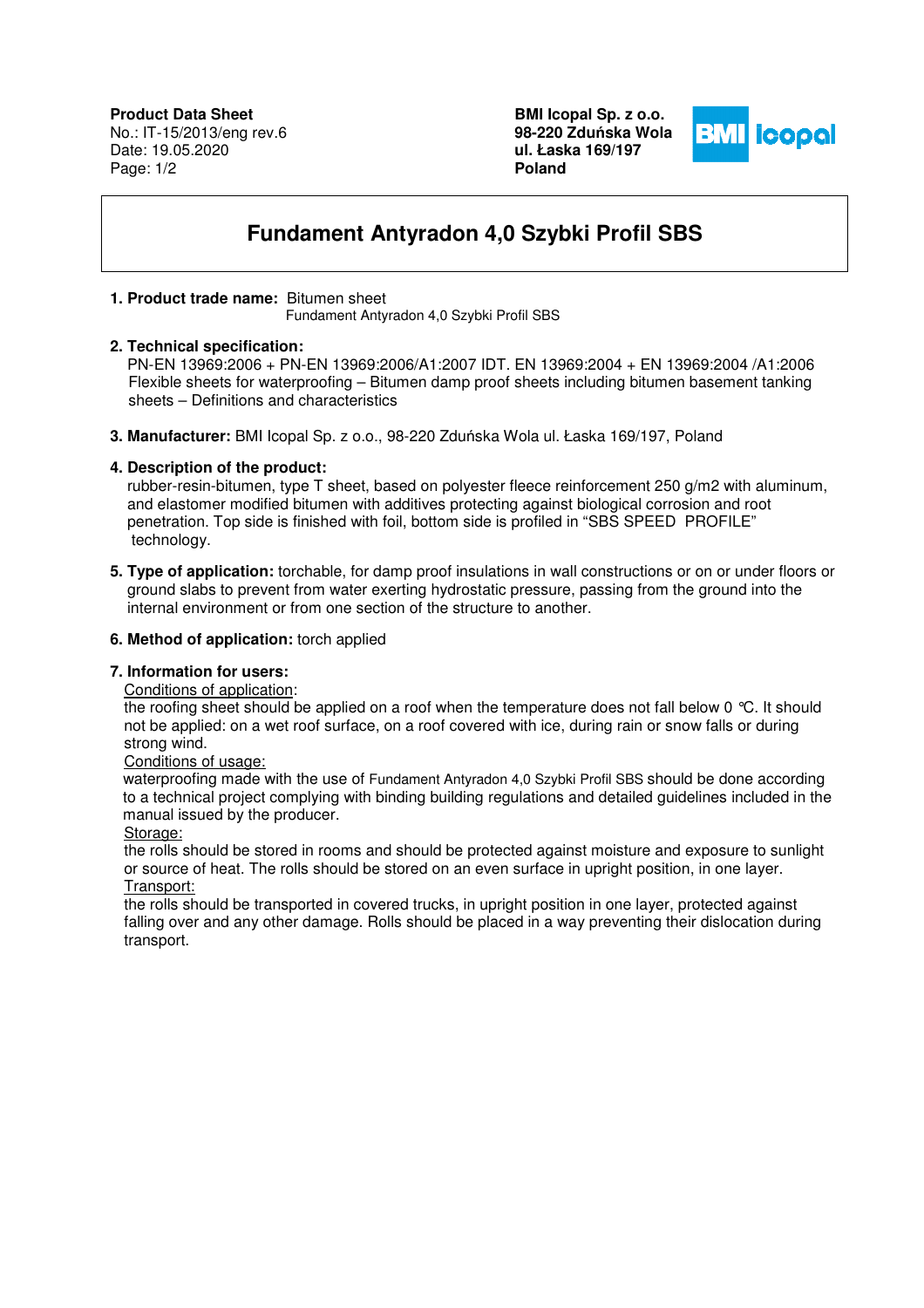**Product Data Sheet**
No.: IT-15/2013/eng rev.6
Date: 19.05.2020

**BMI Icopal Sp. z o.o.**
**98-220 Zduńska Wola**
**ul. Łaska 169/197**
**Poland**

# Fundament Antyradon 4,0 Szybki Profil SBS

**1. Product trade name:** Bitumen sheet
Fundament Antyradon 4,0 Szybki Profil SBS

**2. Technical specification:**
PN-EN 13969:2006 + PN-EN 13969:2006/A1:2007 IDT. EN 13969:2004 + EN 13969:2004 /A1:2006
Flexible sheets for waterproofing – Bitumen damp proof sheets including bitumen basement tanking sheets – Definitions and characteristics

**3. Manufacturer:** BMI Icopal Sp. z o.o., 98-220 Zduńska Wola ul. Łaska 169/197, Poland

**4. Description of the product:**
rubber-resin-bitumen, type T sheet, based on polyester fleece reinforcement 250 g/m2 with aluminum, and elastomer modified bitumen with additives protecting against biological corrosion and root penetration. Top side is finished with foil, bottom side is profiled in "SBS SPEED PROFILE" technology.

**5. Type of application:** torchable, for damp proof insulations in wall constructions or on or under floors or ground slabs to prevent from water exerting hydrostatic pressure, passing from the ground into the internal environment or from one section of the structure to another.

**6. Method of application:** torch applied

**7. Information for users:**

Conditions of application:
the roofing sheet should be applied on a roof when the temperature does not fall below 0 °C. It should not be applied: on a wet roof surface, on a roof covered with ice, during rain or snow falls or during strong wind.

Conditions of usage:
waterproofing made with the use of Fundament Antyradon 4,0 Szybki Profil SBS should be done according to a technical project complying with binding building regulations and detailed guidelines included in the manual issued by the producer.

Storage:
the rolls should be stored in rooms and should be protected against moisture and exposure to sunlight or source of heat. The rolls should be stored on an even surface in upright position, in one layer.

Transport:
the rolls should be transported in covered trucks, in upright position in one layer, protected against falling over and any other damage. Rolls should be placed in a way preventing their dislocation during transport.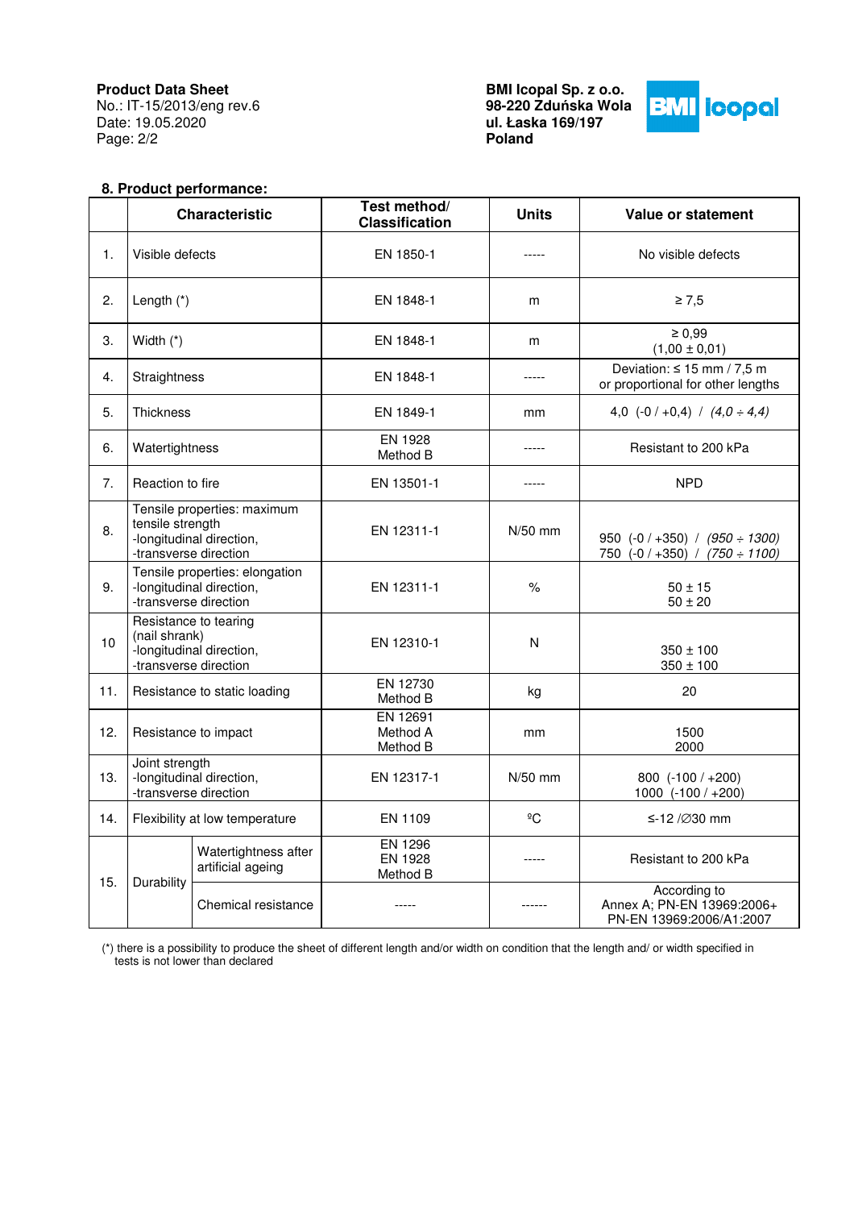**Product Data Sheet**
No.: IT-15/2013/eng rev.6
Date: 19.05.2020
Page: 2/2

**BMI Icopal Sp. z o.o.**
**98-220 Zduńska Wola**
**ul. Łaska 169/197**
**Poland**

### 8. Product performance:

| | Characteristic | | Test method/ Classification | Units | Value or statement |
|---|---|---|---|---|---|
| 1. | Visible defects | | EN 1850-1 | ----- | No visible defects |
| 2. | Length (*) | | EN 1848-1 | m | ≥ 7,5 |
| 3. | Width (*) | | EN 1848-1 | m | ≥ 0,99<br>(1,00 ± 0,01) |
| 4. | Straightness | | EN 1848-1 | ----- | Deviation: ≤ 15 mm / 7,5 m or proportional for other lengths |
| 5. | Thickness | | EN 1849-1 | mm | 4,0 (-0 / +0,4) / *(4,0 ÷ 4,4)* |
| 6. | Watertightness | | EN 1928 Method B | ----- | Resistant to 200 kPa |
| 7. | Reaction to fire | | EN 13501-1 | ----- | NPD |
| 8. | Tensile properties: maximum tensile strength<br>-longitudinal direction,<br>-transverse direction | | EN 12311-1 | N/50 mm | 950 (-0 / +350) / *(950 ÷ 1300)*<br>750 (-0 / +350) / *(750 ÷ 1100)* |
| 9. | Tensile properties: elongation<br>-longitudinal direction,<br>-transverse direction | | EN 12311-1 | % | 50 ± 15<br>50 ± 20 |
| 10 | Resistance to tearing (nail shrank)<br>-longitudinal direction,<br>-transverse direction | | EN 12310-1 | N | 350 ± 100<br>350 ± 100 |
| 11. | Resistance to static loading | | EN 12730 Method B | kg | 20 |
| 12. | Resistance to impact | | EN 12691<br>Method A<br>Method B | mm | 1500<br>2000 |
| 13. | Joint strength<br>-longitudinal direction,<br>-transverse direction | | EN 12317-1 | N/50 mm | 800 (-100 / +200)<br>1000 (-100 / +200) |
| 14. | Flexibility at low temperature | | EN 1109 | ºC | ≤-12 /∅30 mm |
| 15. | Durability | Watertightness after artificial ageing | EN 1296<br>EN 1928<br>Method B | ----- | Resistant to 200 kPa |
| | | Chemical resistance | ----- | ------ | According to Annex A; PN-EN 13969:2006+ PN-EN 13969:2006/A1:2007 |

(*) there is a possibility to produce the sheet of different length and/or width on condition that the length and/ or width specified in tests is not lower than declared